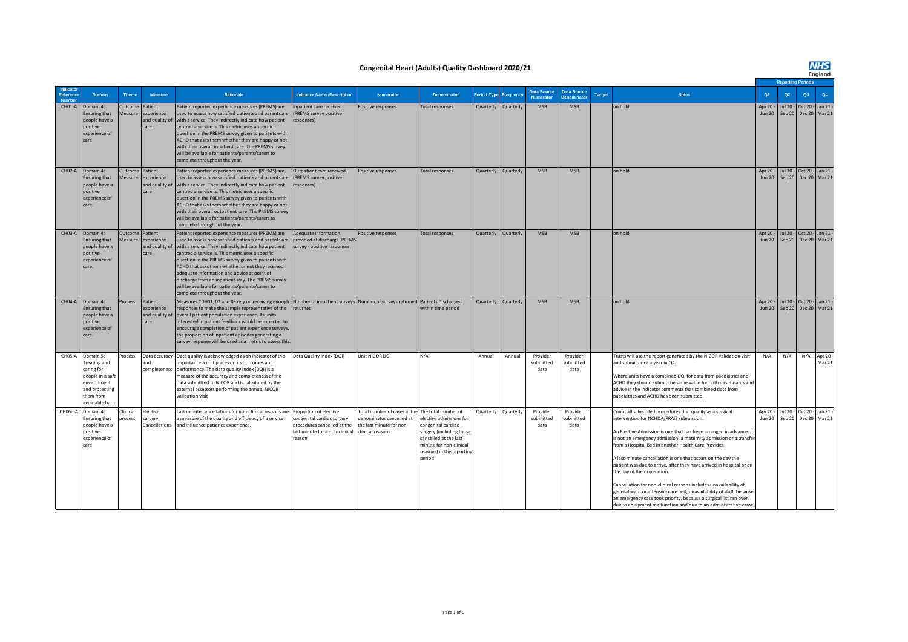# Congenital Heart (Adults) Quality Dashboard 2020/21

| Indicator Reference Number | Domain | Theme | Measure | Rationale | Indicator Name /Description | Numerator | Denominator | Period Type | Frequency | Data Source Numerator | Data Source Denominator | Target | Notes | Reporting Periods Q1 | Q2 | Q3 | Q4 |
|---|---|---|---|---|---|---|---|---|---|---|---|---|---|---|---|---|---|
| CH01-A | Domain 4: Ensuring that people have a positive experience of care | Outcome Measure | Patient experience and quality of care | Patient reported experience measures (PREMS) are used to assess how satisfied patients and parents are with a service. They indirectly indicate how patient centred a service is. This metric uses a specific question in the PREMS survey given to patients with ACHD that asks them whether they are happy or not with their overall inpatient care. The PREMS survey will be available for patients/parents/carers to complete throughout the year. | Inpatient care received. (PREMS survey positive responses) | Positive responses | Total responses | Quarterly | Quarterly | MSB | MSB | | on hold | Apr 20 - Jun 20 | Jul 20 - Sep 20 | Oct 20 - Dec 20 | Jan 21 - Mar 21 |
| CH02-A | Domain 4: Ensuring that people have a positive experience of care. | Outcome Measure | Patient experience and quality of care | Patient reported experience measures (PREMS) are used to assess how satisfied patients and parents are with a service. They indirectly indicate how patient centred a service is. This metric uses a specific question in the PREMS survey given to patients with ACHD that asks them whether they are happy or not with their overall outpatient care. The PREMS survey will be available for patients/parents/carers to complete throughout the year. | Outpatient care received. (PREMS survey positive responses) | Positive responses | Total responses | Quarterly | Quarterly | MSB | MSB | | on hold | Apr 20 - Jun 20 | Jul 20 - Sep 20 | Oct 20 - Dec 20 | Jan 21 - Mar 21 |
| CH03-A | Domain 4: Ensuring that people have a positive experience of care. | Outcome Measure | Patient experience and quality of care | Patient reported experience measures (PREMS) are used to assess how satisfied patients and parents are with a service. They indirectly indicate how patient centred a service is. This metric uses a specific question in the PREMS survey given to patients with ACHD that asks them whether or not they received adequate information and advice at point of discharge from an inpatient stay. The PREMS survey will be available for patients/parents/carers to complete throughout the year. | Adequate information provided at discharge. PREMS survey - positive responses | Positive responses | Total responses | Quarterly | Quarterly | MSB | MSB | | on hold | Apr 20 - Jun 20 | Jul 20 - Sep 20 | Oct 20 - Dec 20 | Jan 21 - Mar 21 |
| CH04-A | Domain 4: Ensuring that people have a positive experience of care. | Process | Patient experience and quality of care | Measures CDH01, 02 and 03 rely on receiving enough responses to make the sample representative of the overall patient population experience. As units interested in patient feedback would be expected to encourage completion of patient experience surveys, the proportion of inpatient episodes generating a survey response will be used as a metric to assess this. | Number of in-patient surveys returned | Number of surveys returned | Patients Discharged within time period | Quarterly | Quarterly | MSB | MSB | | on hold | Apr 20 - Jun 20 | Jul 20 - Sep 20 | Oct 20 - Dec 20 | Jan 21 - Mar 21 |
| CH05-A | Domain 5: Treating and caring for people in a safe environment and protecting them from avoidable harm | Process | Data accuracy and completeness | Data quality is acknowledged as an indicator of the importance a unit places on its outcomes and performance. The data quality index (DQI) is a measure of the accuracy and completeness of the data submitted to NICOR and is calculated by the external assessors performing the annual NICOR validation visit | Data Quality Index (DQI) | Unit NICOR DQI | N/A | Annual | Annual | Provider submitted data | Provider submitted data | | Trusts will use the report generated by the NICOR validation visit and submit once a year in Q4.<br><br>Where units have a combined DQI for data from paediatrics and ACHD they should submit the same value for both dashboards and advise in the indicator comments that combined data from paediatrics and ACHD has been submitted. | N/A | N/A | N/A | Apr 20 - Mar 21 |
| CH06ii-A | Domain 4: Ensuring that people have a positive experience of care | Clinical process | Elective surgery Cancellations | Last minute cancellations for non-clinical reasons are a measure of the quality and efficiency of a service and influence patience experience. | Proportion of elective congenital cardiac surgery procedures cancelled at the last minute for a non-clinical reason | Total number of cases in the denominator cancelled at the last minute for non-clinical reasons | The total number of elective admissions for congenital cardiac surgery (including those cancelled at the last minute for non-clinical reasons) in the reporting period | Quarterly | Quarterly | Provider submitted data | Provider submitted data | | Count all scheduled procedures that qualify as a surgical intervention for NCHDA/PRAiS submission.<br><br>An Elective Admission is one that has been arranged in advance. It is not an emergency admission, a maternity admission or a transfer from a Hospital Bed in another Health Care Provider.<br><br>A last-minute cancellation is one that occurs on the day the patient was due to arrive, after they have arrived in hospital or on the day of their operation.<br><br>Cancellation for non-clinical reasons includes unavailability of general ward or intensive care bed, unavailability of staff, because an emergency case took priority, because a surgical list ran over, due to equipment malfunction and due to an administrative error. | Apr 20 - Jun 20 | Jul 20 - Sep 20 | Oct 20 - Dec 20 | Jan 21 - Mar 21 |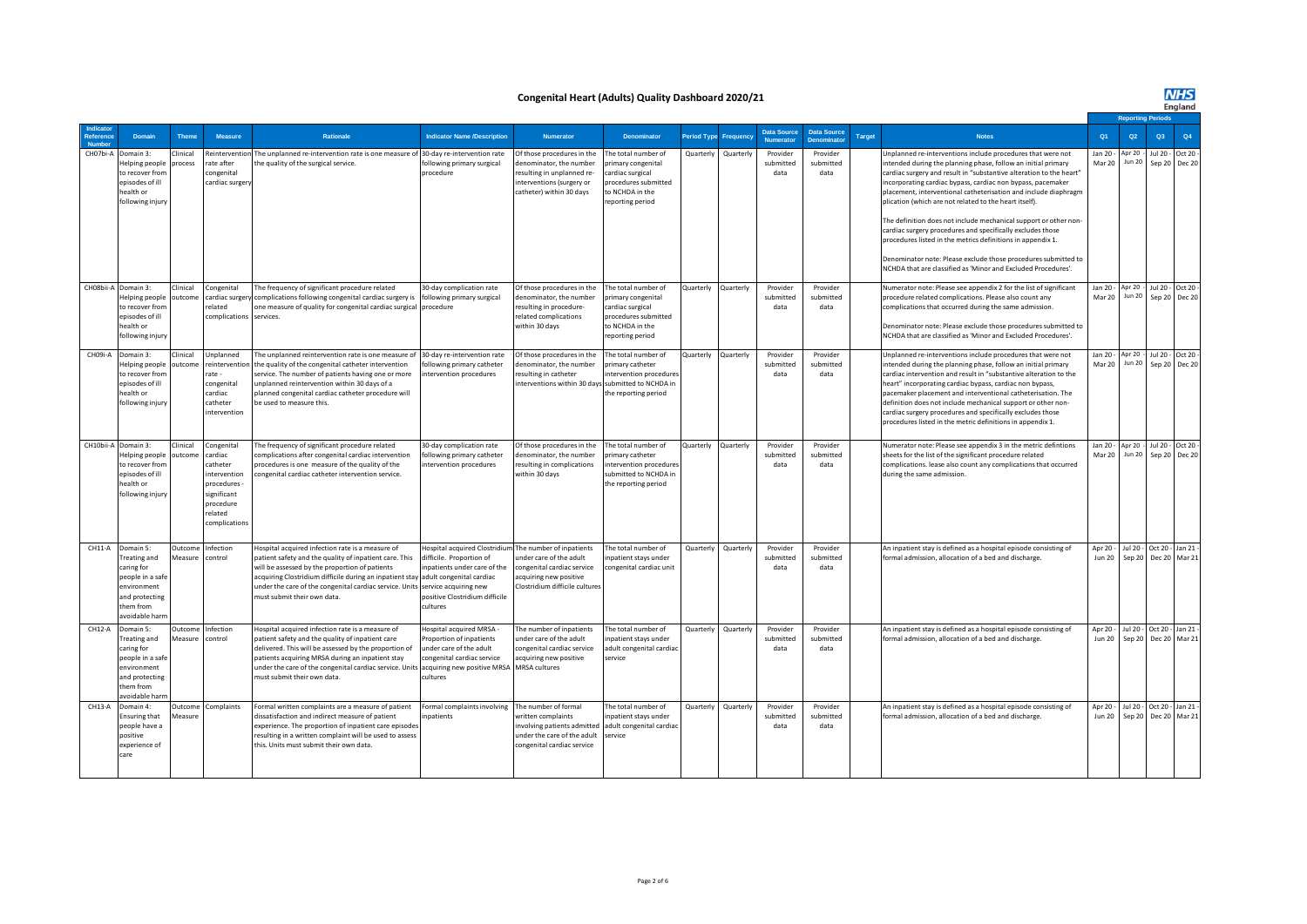# Congenital Heart (Adults) Quality Dashboard 2020/21

| Indicator Reference Number | Domain | Theme | Measure | Rationale | Indicator Name /Description | Numerator | Denominator | Period Type | Frequency | Data Source Numerator | Data Source Denominator | Target | Notes | Reporting Periods Q1 | Q2 | Q3 | Q4 |
|---|---|---|---|---|---|---|---|---|---|---|---|---|---|---|---|---|---|
| CH07bi-A | Domain 3: Helping people to recover from episodes of ill health or following injury | Clinical process | Reintervention rate after congenital cardiac surgery | The unplanned re-intervention rate is one measure of the quality of the surgical service. | 30-day re-intervention rate following primary surgical procedure | Of those procedures in the denominator, the number resulting in unplanned re-interventions (surgery or catheter) within 30 days | The total number of primary congenital cardiac surgical procedures submitted to NCHDA in the reporting period | Quarterly | Quarterly | Provider submitted data | Provider submitted data | | Unplanned re-interventions include procedures that were not intended during the planning phase, follow an initial primary cardiac surgery and result in "substantive alteration to the heart" incorporating cardiac bypass, cardiac non bypass, pacemaker placement, interventional catheterisation and include diaphragm plication (which are not related to the heart itself).<br><br>The definition does not include mechanical support or other non-cardiac surgery procedures and specifically excludes those procedures listed in the metrics definitions in appendix 1.<br><br>Denominator note: Please exclude those procedures submitted to NCHDA that are classified as 'Minor and Excluded Procedures'. | Jan 20 - Mar 20 | Apr 20 - Jun 20 | Jul 20 - Sep 20 | Oct 20 - Dec 20 |
| CH08bii-A | Domain 3: Helping people to recover from episodes of ill health or following injury | Clinical outcome | Congenital cardiac surgery related complications | The frequency of significant procedure related complications following congenital cardiac surgery is one measure of quality for congenital cardiac surgical services. | 30-day complication rate following primary surgical procedure | Of those procedures in the denominator, the number resulting in procedure-related complications within 30 days | The total number of primary congenital cardiac surgical procedures submitted to NCHDA in the reporting period | Quarterly | Quarterly | Provider submitted data | Provider submitted data | | Numerator note: Please see appendix 2 for the list of significant procedure related complications. Please also count any complications that occurred during the same admission.<br><br>Denominator note: Please exclude those procedures submitted to NCHDA that are classified as 'Minor and Excluded Procedures'. | Jan 20 - Mar 20 | Apr 20 - Jun 20 | Jul 20 - Sep 20 | Oct 20 - Dec 20 |
| CH09i-A | Domain 3: Helping people to recover from episodes of ill health or following injury | Clinical outcome | Unplanned reintervention rate - congenital cardiac catheter intervention | The unplanned reintervention rate is one measure of the quality of the congenital catheter intervention service. The number of patients having one or more unplanned reintervention within 30 days of a planned congenital cardiac catheter procedure will be used to measure this. | 30-day re-intervention rate following primary catheter intervention procedures | Of those procedures in the denominator, the number resulting in catheter interventions within 30 days | The total number of primary catheter intervention procedures submitted to NCHDA in the reporting period | Quarterly | Quarterly | Provider submitted data | Provider submitted data | | Unplanned re-interventions include procedures that were not intended during the planning phase, follow an initial primary cardiac intervention and result in "substantive alteration to the heart" incorporating cardiac bypass, cardiac non bypass, pacemaker placement and interventional catheterisation. The definition does not include mechanical support or other non-cardiac surgery procedures and specifically excludes those procedures listed in the metric definitions in appendix 1. | Jan 20 - Mar 20 | Apr 20 - Jun 20 | Jul 20 - Sep 20 | Oct 20 - Dec 20 |
| CH10bii-A | Domain 3: Helping people to recover from episodes of ill health or following injury | Clinical outcome | Congenital cardiac catheter intervention procedures - significant procedure related complications | The frequency of significant procedure related complications after congenital cardiac intervention procedures is one measure of the quality of the congenital cardiac catheter intervention service. | 30-day complication rate following primary catheter intervention procedures | Of those procedures in the denominator, the number resulting in complications within 30 days | The total number of primary catheter intervention procedures submitted to NCHDA in the reporting period | Quarterly | Quarterly | Provider submitted data | Provider submitted data | | Numerator note: Please see appendix 3 in the metric defintions sheets for the list of the significant procedure related complications. lease also count any complications that occurred during the same admission. | Jan 20 - Mar 20 | Apr 20 - Jun 20 | Jul 20 - Sep 20 | Oct 20 - Dec 20 |
| CH11-A | Domain 5: Treating and caring for people in a safe environment and protecting them from avoidable harm | Outcome Measure | Infection control | Hospital acquired infection rate is a measure of patient safety and the quality of inpatient care. This will be assessed by the proportion of patients acquiring Clostridium difficile during an inpatient stay under the care of the congenital cardiac service. Units must submit their own data. | Hospital acquired Clostridium difficile. Proportion of inpatients under care of the adult congenital cardiac service acquiring new positive Clostridium difficile cultures | The number of inpatients under care of the adult congenital cardiac service acquiring new positive Clostridium difficile cultures | The total number of inpatient stays under congenital cardiac unit | Quarterly | Quarterly | Provider submitted data | Provider submitted data | | An inpatient stay is defined as a hospital episode consisting of formal admission, allocation of a bed and discharge. | Apr 20 - Jun 20 | Jul 20 - Sep 20 | Oct 20 - Dec 20 | Jan 21 - Mar 21 |
| CH12-A | Domain 5: Treating and caring for people in a safe environment and protecting them from avoidable harm | Outcome Measure | Infection control | Hospital acquired infection rate is a measure of patient safety and the quality of inpatient care delivered. This will be assessed by the proportion of patients acquiring MRSA during an inpatient stay under the care of the congenital cardiac service. Units must submit their own data. | Hospital acquired MRSA - Proportion of inpatients under care of the adult congenital cardiac service acquiring new positive MRSA cultures | The number of inpatients under care of the adult congenital cardiac service acquiring new positive MRSA cultures | The total number of inpatient stays under adult congenital cardiac service | Quarterly | Quarterly | Provider submitted data | Provider submitted data | | An inpatient stay is defined as a hospital episode consisting of formal admission, allocation of a bed and discharge. | Apr 20 - Jun 20 | Jul 20 - Sep 20 | Oct 20 - Dec 20 | Jan 21 - Mar 21 |
| CH13-A | Domain 4: Ensuring that people have a positive experience of care | Outcome Measure | Complaints | Formal written complaints are a measure of patient dissatisfaction and indirect measure of patient experience. The proportion of inpatient care episodes resulting in a written complaint will be used to assess this. Units must submit their own data. | Formal complaints involving inpatients | The number of formal written complaints involving patients admitted under the care of the adult congenital cardiac service | The total number of inpatient stays under adult congenital cardiac service | Quarterly | Quarterly | Provider submitted data | Provider submitted data | | An inpatient stay is defined as a hospital episode consisting of formal admission, allocation of a bed and discharge. | Apr 20 - Jun 20 | Jul 20 - Sep 20 | Oct 20 - Dec 20 | Jan 21 - Mar 21 |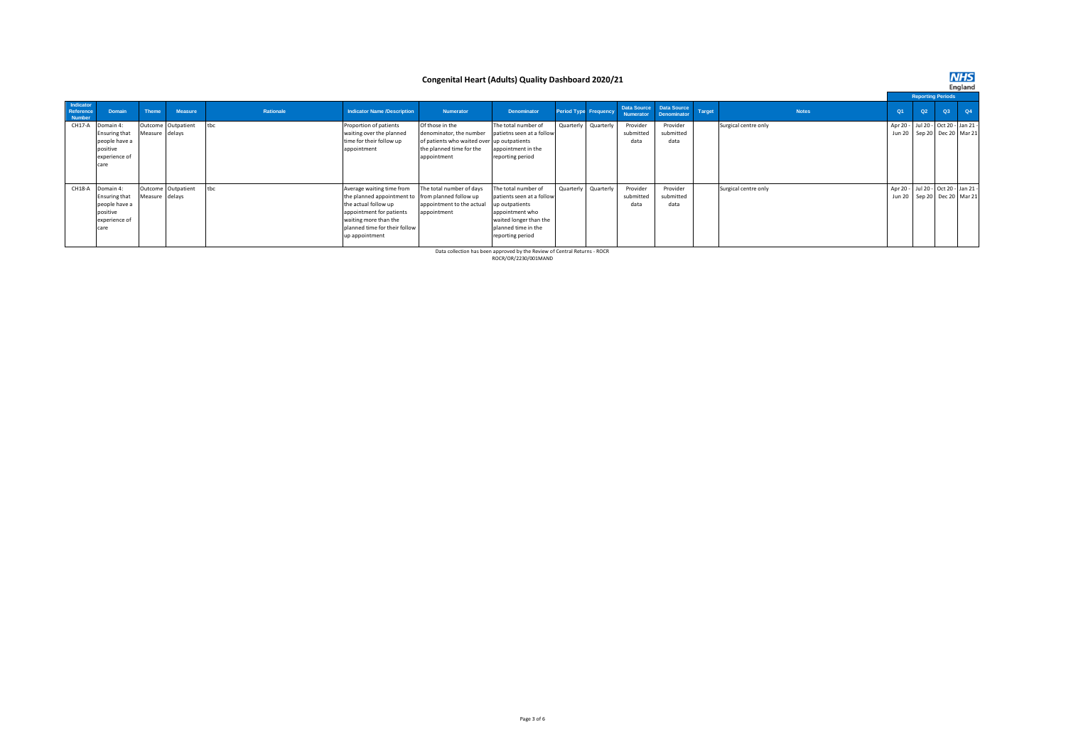# Congenital Heart (Adults) Quality Dashboard 2020/21

| Indicator Reference Number | Domain | Theme | Measure | Rationale | Indicator Name /Description | Numerator | Denominator | Period Type | Frequency | Data Source Numerator | Data Source Denominator | Target | Notes | Reporting Periods | | | |
|---|---|---|---|---|---|---|---|---|---|---|---|---|---|---|---|---|---|
| | | | | | | | | | | | | | | Q1 | Q2 | Q3 | Q4 |
| CH17-A | Domain 4: Ensuring that people have a positive experience of care | Outcome Measure | Outpatient delays | tbc | Proportion of patients waiting over the planned time for their follow up appointment | Of those in the denominator, the number of patients who waited over the planned time for the appointment | The total number of patietns seen at a follow up outpatients appointment in the reporting period | Quarterly | Quarterly | Provider submitted data | Provider submitted data | | Surgical centre only | Apr 20 - Jun 20 | Jul 20 - Sep 20 | Oct 20 - Dec 20 | Jan 21 - Mar 21 |
| CH18-A | Domain 4: Ensuring that people have a positive experience of care | Outcome Measure | Outpatient delays | tbc | Average waiting time from the planned appointment to the actual follow up appointment for patients waiting more than the planned time for their follow up appointment | The total number of days from planned follow up appointment to the actual appointment | The total number of patients seen at a follow up outpatients appointment who waited longer than the planned time in the reporting period | Quarterly | Quarterly | Provider submitted data | Provider submitted data | | Surgical centre only | Apr 20 - Jun 20 | Jul 20 - Sep 20 | Oct 20 - Dec 20 | Jan 21 - Mar 21 |

Data collection has been approved by the Review of Central Returns - ROCR
ROCR/OR/2230/001MAND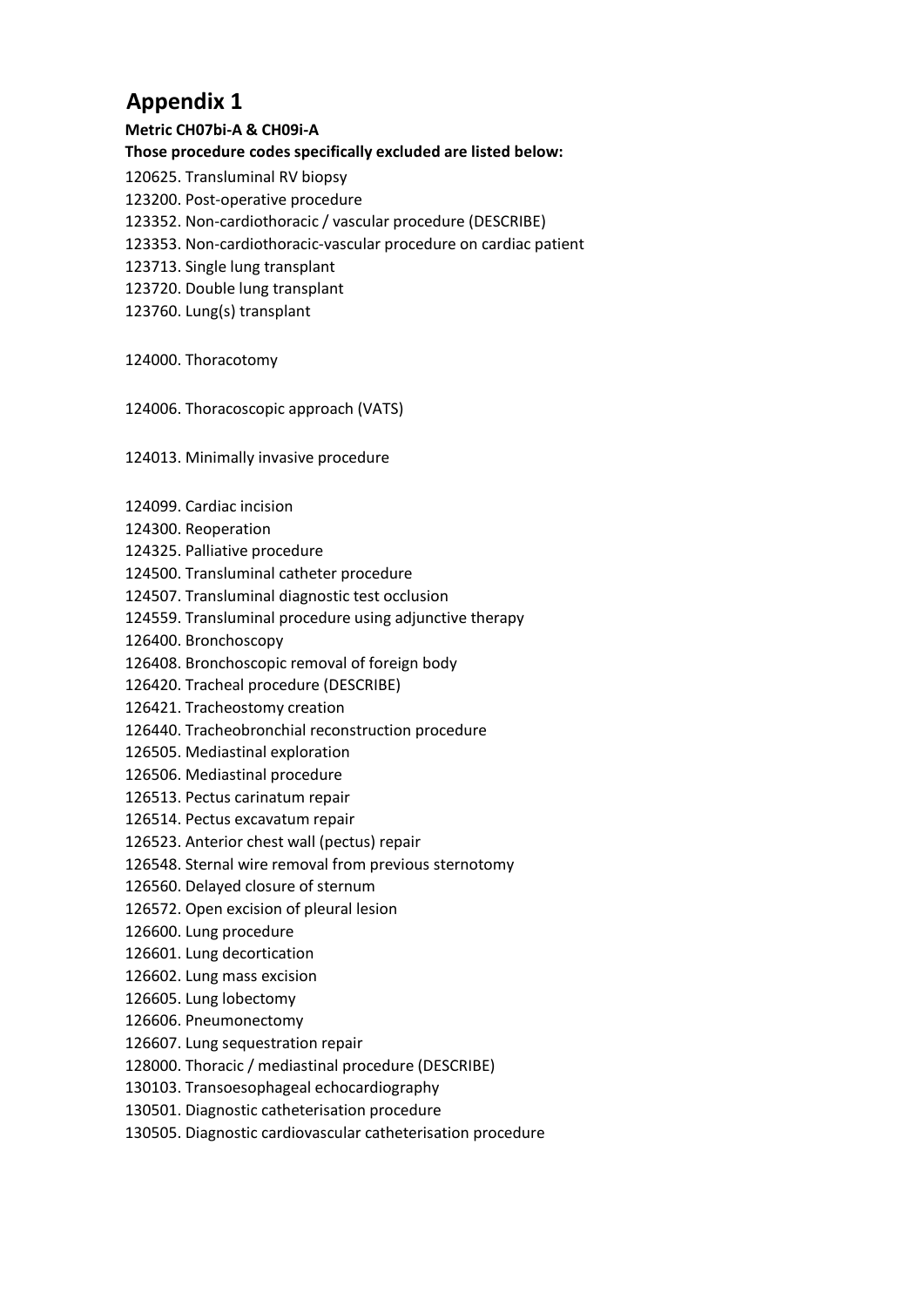# Appendix 1

**Metric CH07bi-A & CH09i-A**

**Those procedure codes specifically excluded are listed below:**

120625. Transluminal RV biopsy
123200. Post-operative procedure
123352. Non-cardiothoracic / vascular procedure (DESCRIBE)
123353. Non-cardiothoracic-vascular procedure on cardiac patient
123713. Single lung transplant
123720. Double lung transplant
123760. Lung(s) transplant

124000. Thoracotomy

124006. Thoracoscopic approach (VATS)

124013. Minimally invasive procedure

124099. Cardiac incision
124300. Reoperation
124325. Palliative procedure
124500. Transluminal catheter procedure
124507. Transluminal diagnostic test occlusion
124559. Transluminal procedure using adjunctive therapy
126400. Bronchoscopy
126408. Bronchoscopic removal of foreign body
126420. Tracheal procedure (DESCRIBE)
126421. Tracheostomy creation
126440. Tracheobronchial reconstruction procedure
126505. Mediastinal exploration
126506. Mediastinal procedure
126513. Pectus carinatum repair
126514. Pectus excavatum repair
126523. Anterior chest wall (pectus) repair
126548. Sternal wire removal from previous sternotomy
126560. Delayed closure of sternum
126572. Open excision of pleural lesion
126600. Lung procedure
126601. Lung decortication
126602. Lung mass excision
126605. Lung lobectomy
126606. Pneumonectomy
126607. Lung sequestration repair
128000. Thoracic / mediastinal procedure (DESCRIBE)
130103. Transoesophageal echocardiography
130501. Diagnostic catheterisation procedure
130505. Diagnostic cardiovascular catheterisation procedure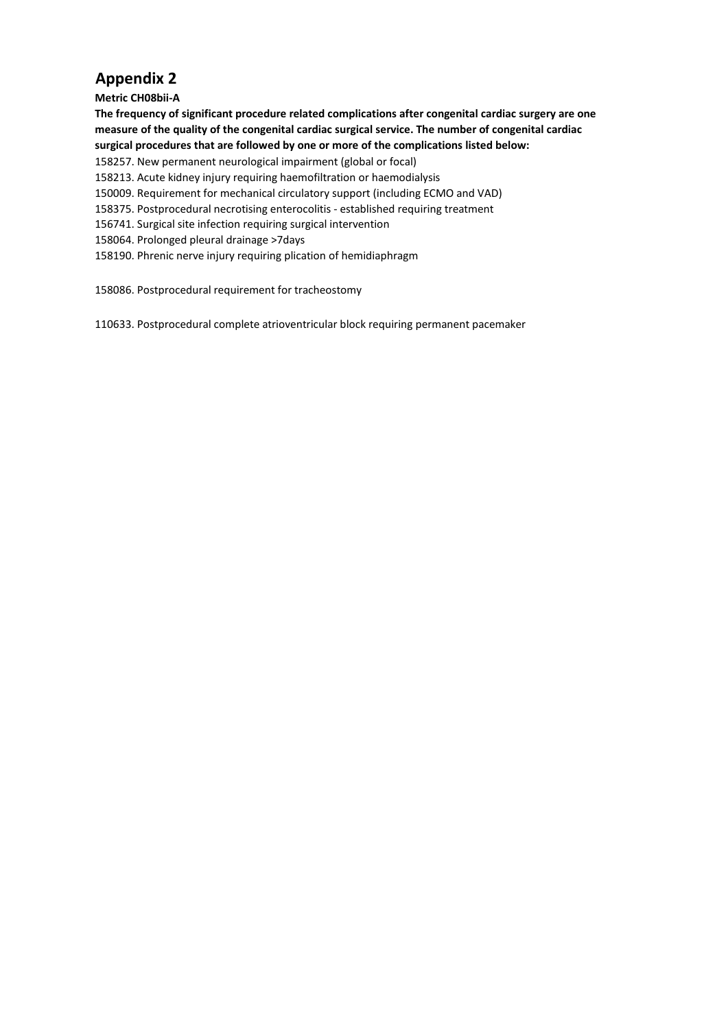# Appendix 2

**Metric CH08bii-A**

**The frequency of significant procedure related complications after congenital cardiac surgery are one measure of the quality of the congenital cardiac surgical service. The number of congenital cardiac surgical procedures that are followed by one or more of the complications listed below:**

158257. New permanent neurological impairment (global or focal)
158213. Acute kidney injury requiring haemofiltration or haemodialysis
150009. Requirement for mechanical circulatory support (including ECMO and VAD)
158375. Postprocedural necrotising enterocolitis - established requiring treatment
156741. Surgical site infection requiring surgical intervention
158064. Prolonged pleural drainage >7days
158190. Phrenic nerve injury requiring plication of hemidiaphragm

158086. Postprocedural requirement for tracheostomy

110633. Postprocedural complete atrioventricular block requiring permanent pacemaker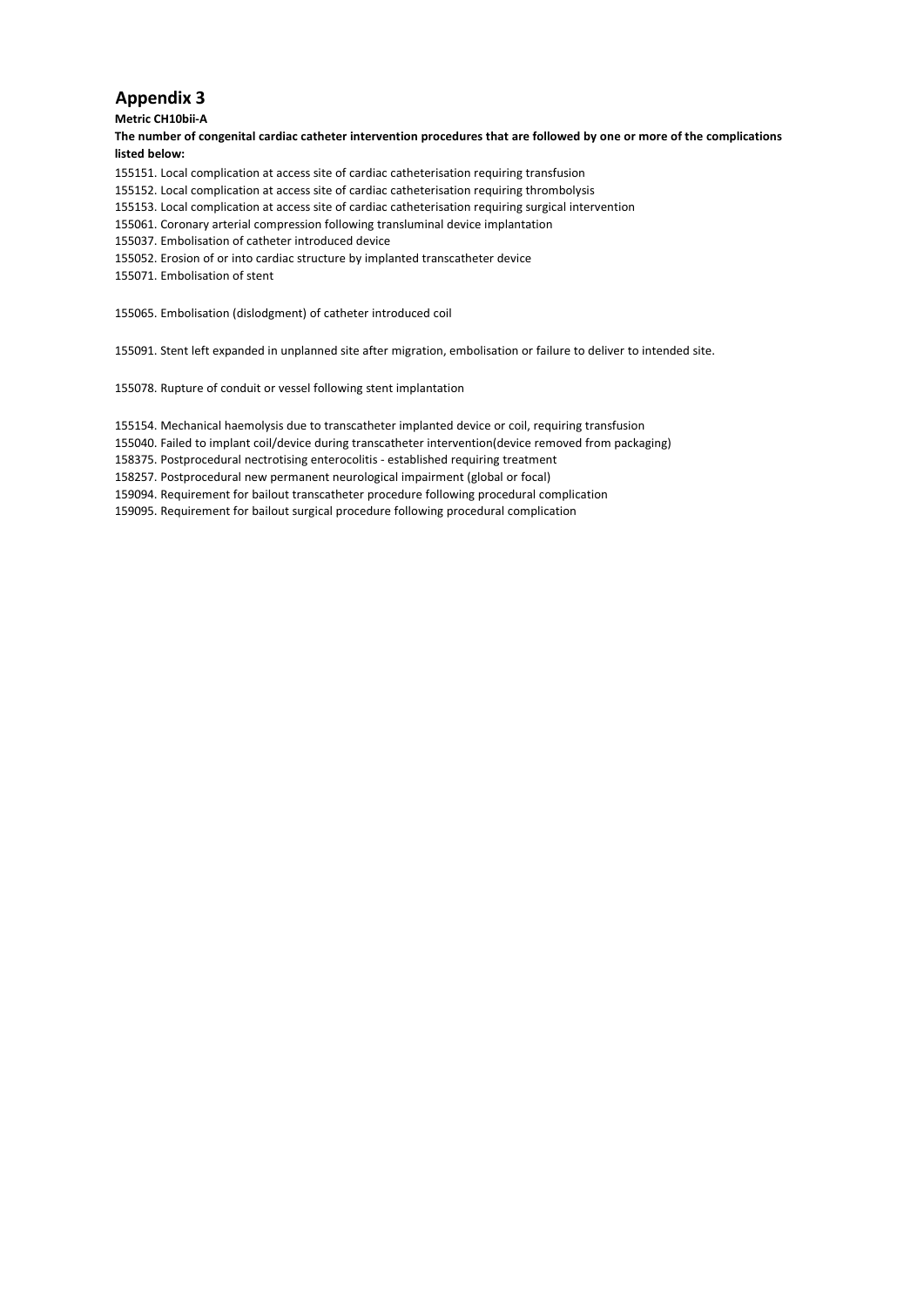# Appendix 3

**Metric CH10bii-A**

**The number of congenital cardiac catheter intervention procedures that are followed by one or more of the complications listed below:**

155151. Local complication at access site of cardiac catheterisation requiring transfusion
155152. Local complication at access site of cardiac catheterisation requiring thrombolysis
155153. Local complication at access site of cardiac catheterisation requiring surgical intervention
155061. Coronary arterial compression following transluminal device implantation
155037. Embolisation of catheter introduced device
155052. Erosion of or into cardiac structure by implanted transcatheter device
155071. Embolisation of stent

155065. Embolisation (dislodgment) of catheter introduced coil

155091. Stent left expanded in unplanned site after migration, embolisation or failure to deliver to intended site.

155078. Rupture of conduit or vessel following stent implantation

155154. Mechanical haemolysis due to transcatheter implanted device or coil, requiring transfusion
155040. Failed to implant coil/device during transcatheter intervention(device removed from packaging)
158375. Postprocedural nectrotising enterocolitis - established requiring treatment
158257. Postprocedural new permanent neurological impairment (global or focal)
159094. Requirement for bailout transcatheter procedure following procedural complication
159095. Requirement for bailout surgical procedure following procedural complication